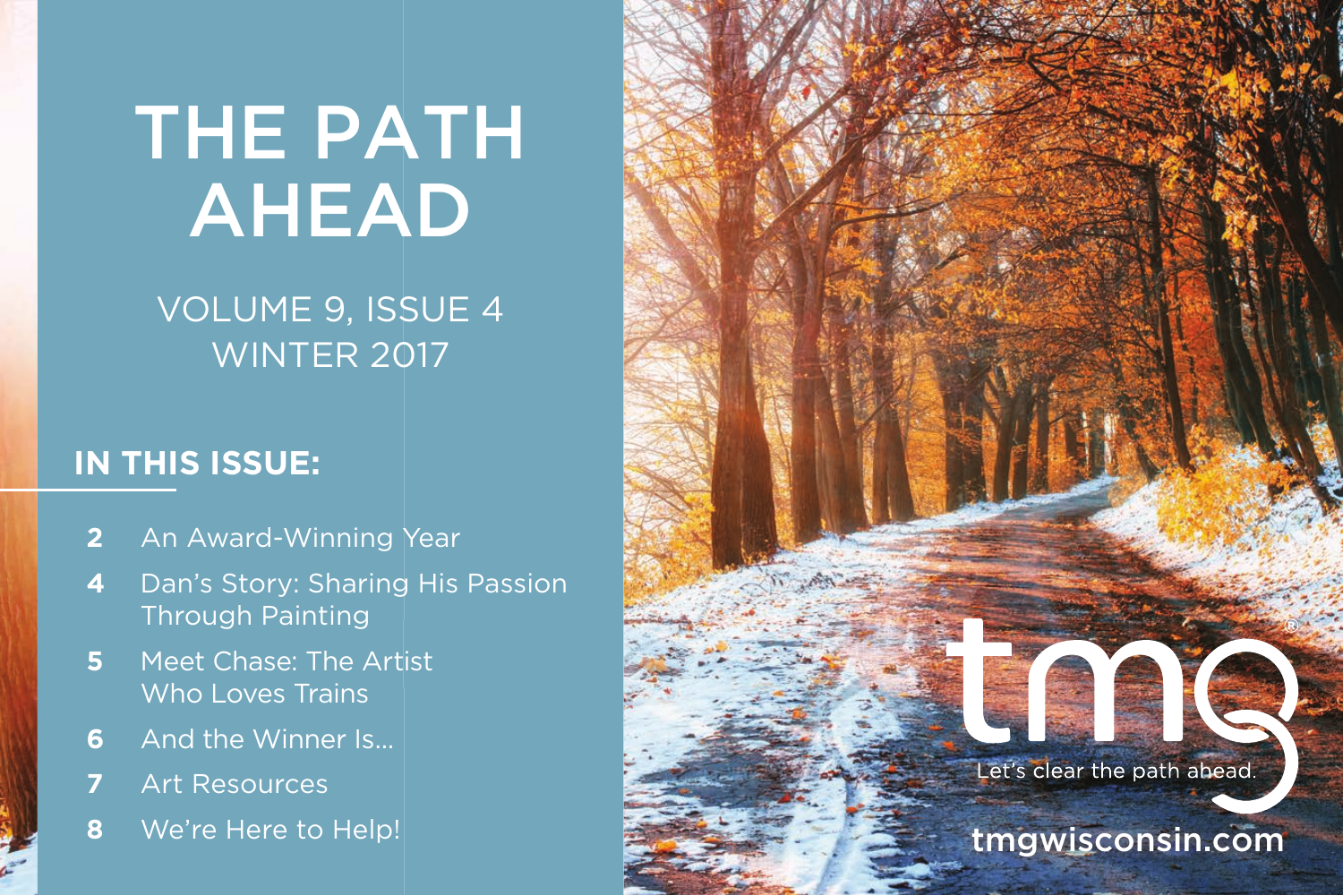# THE PATH AHEAD

VOLUME 9, ISSUE 4
WINTER 2017

## IN THIS ISSUE:

- **2** An Award-Winning Year
- **4** Dan's Story: Sharing His Passion Through Painting
- **5** Meet Chase: The Artist Who Loves Trains
- **6** And the Winner Is...
- **7** Art Resources
- **8** We're Here to Help!

tmg®

Let's clear the path ahead.

**tmgwisconsin.com**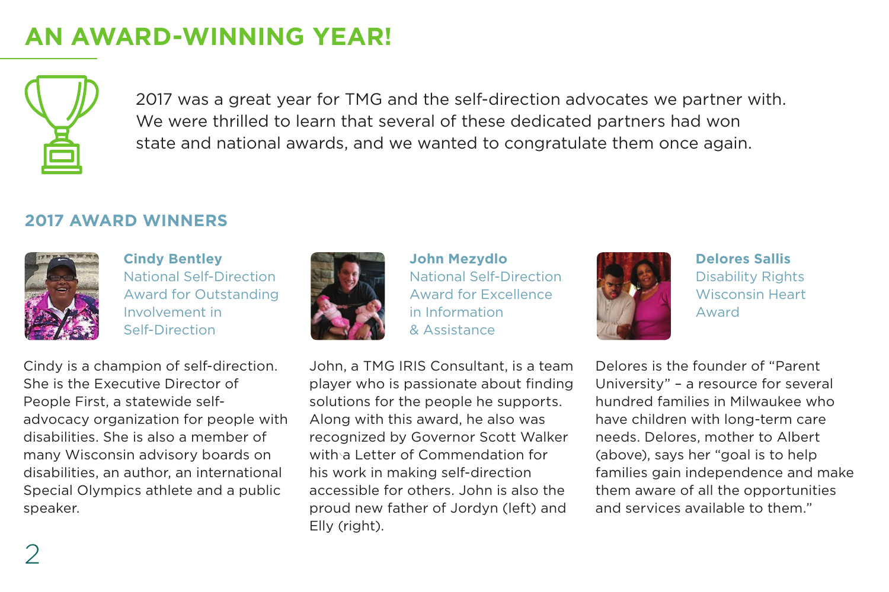# AN AWARD-WINNING YEAR!

2017 was a great year for TMG and the self-direction advocates we partner with. We were thrilled to learn that several of these dedicated partners had won state and national awards, and we wanted to congratulate them once again.

## 2017 AWARD WINNERS

### Cindy Bentley

National Self-Direction Award for Outstanding Involvement in Self-Direction

Cindy is a champion of self-direction. She is the Executive Director of People First, a statewide self-advocacy organization for people with disabilities. She is also a member of many Wisconsin advisory boards on disabilities, an author, an international Special Olympics athlete and a public speaker.

### John Mezydlo

National Self-Direction Award for Excellence in Information & Assistance

John, a TMG IRIS Consultant, is a team player who is passionate about finding solutions for the people he supports. Along with this award, he also was recognized by Governor Scott Walker with a Letter of Commendation for his work in making self-direction accessible for others. John is also the proud new father of Jordyn (left) and Elly (right).

### Delores Sallis

Disability Rights Wisconsin Heart Award

Delores is the founder of "Parent University" – a resource for several hundred families in Milwaukee who have children with long-term care needs. Delores, mother to Albert (above), says her "goal is to help families gain independence and make them aware of all the opportunities and services available to them."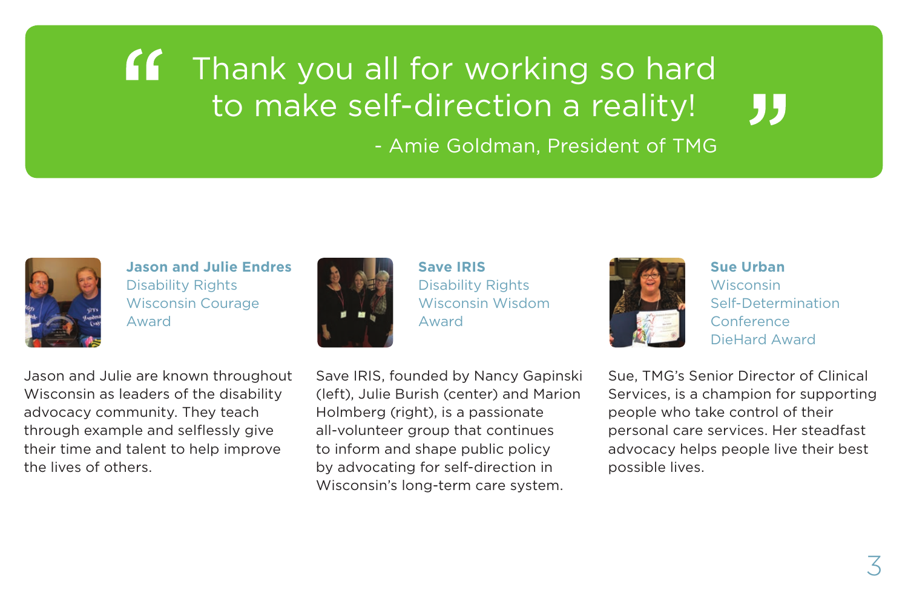> "Thank you all for working so hard to make self-direction a reality!"
>
> - Amie Goldman, President of TMG

**Jason and Julie Endres**
Disability Rights Wisconsin Courage Award

Jason and Julie are known throughout Wisconsin as leaders of the disability advocacy community. They teach through example and selflessly give their time and talent to help improve the lives of others.

**Save IRIS**
Disability Rights Wisconsin Wisdom Award

Save IRIS, founded by Nancy Gapinski (left), Julie Burish (center) and Marion Holmberg (right), is a passionate all-volunteer group that continues to inform and shape public policy by advocating for self-direction in Wisconsin's long-term care system.

**Sue Urban**
Wisconsin Self-Determination Conference DieHard Award

Sue, TMG's Senior Director of Clinical Services, is a champion for supporting people who take control of their personal care services. Her steadfast advocacy helps people live their best possible lives.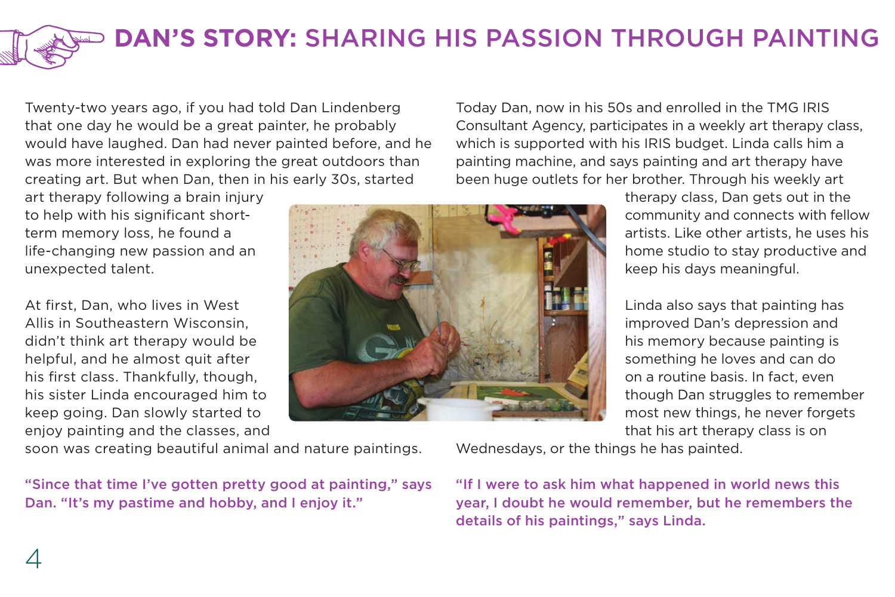# DAN'S STORY: SHARING HIS PASSION THROUGH PAINTING

Twenty-two years ago, if you had told Dan Lindenberg that one day he would be a great painter, he probably would have laughed. Dan had never painted before, and he was more interested in exploring the great outdoors than creating art. But when Dan, then in his early 30s, started art therapy following a brain injury to help with his significant short-term memory loss, he found a life-changing new passion and an unexpected talent.

At first, Dan, who lives in West Allis in Southeastern Wisconsin, didn't think art therapy would be helpful, and he almost quit after his first class. Thankfully, though, his sister Linda encouraged him to keep going. Dan slowly started to enjoy painting and the classes, and soon was creating beautiful animal and nature paintings.

**"Since that time I've gotten pretty good at painting," says Dan. "It's my pastime and hobby, and I enjoy it."**

Today Dan, now in his 50s and enrolled in the TMG IRIS Consultant Agency, participates in a weekly art therapy class, which is supported with his IRIS budget. Linda calls him a painting machine, and says painting and art therapy have been huge outlets for her brother. Through his weekly art therapy class, Dan gets out in the community and connects with fellow artists. Like other artists, he uses his home studio to stay productive and keep his days meaningful.

Linda also says that painting has improved Dan's depression and his memory because painting is something he loves and can do on a routine basis. In fact, even though Dan struggles to remember most new things, he never forgets that his art therapy class is on Wednesdays, or the things he has painted.

**"If I were to ask him what happened in world news this year, I doubt he would remember, but he remembers the details of his paintings," says Linda.**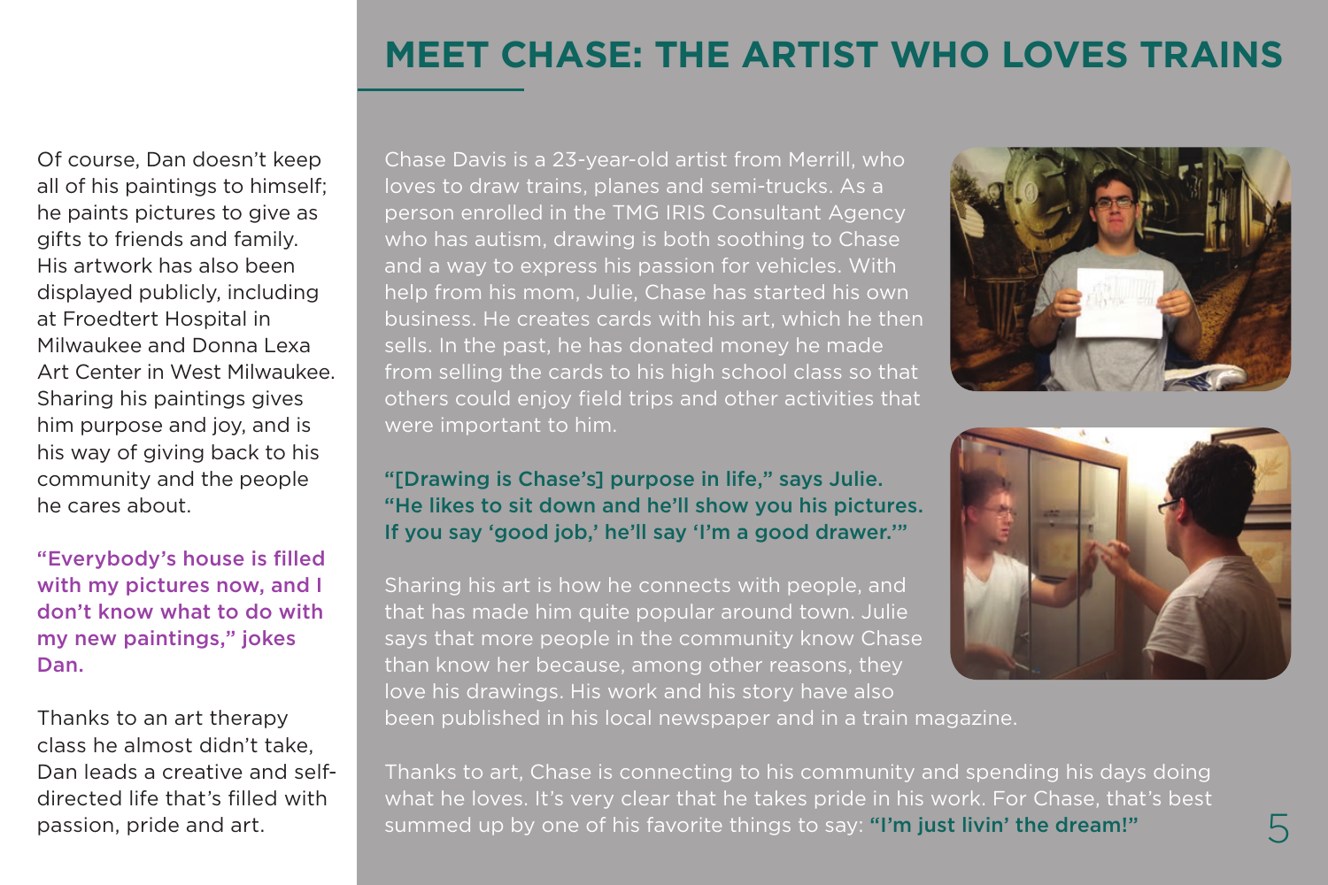Of course, Dan doesn't keep all of his paintings to himself; he paints pictures to give as gifts to friends and family. His artwork has also been displayed publicly, including at Froedtert Hospital in Milwaukee and Donna Lexa Art Center in West Milwaukee. Sharing his paintings gives him purpose and joy, and is his way of giving back to his community and the people he cares about.

**"Everybody's house is filled with my pictures now, and I don't know what to do with my new paintings," jokes Dan.**

Thanks to an art therapy class he almost didn't take, Dan leads a creative and self-directed life that's filled with passion, pride and art.

# MEET CHASE: THE ARTIST WHO LOVES TRAINS

Chase Davis is a 23-year-old artist from Merrill, who loves to draw trains, planes and semi-trucks. As a person enrolled in the TMG IRIS Consultant Agency who has autism, drawing is both soothing to Chase and a way to express his passion for vehicles. With help from his mom, Julie, Chase has started his own business. He creates cards with his art, which he then sells. In the past, he has donated money he made from selling the cards to his high school class so that others could enjoy field trips and other activities that were important to him.

**"[Drawing is Chase's] purpose in life," says Julie. "He likes to sit down and he'll show you his pictures. If you say 'good job,' he'll say 'I'm a good drawer.'"**

Sharing his art is how he connects with people, and that has made him quite popular around town. Julie says that more people in the community know Chase than know her because, among other reasons, they love his drawings. His work and his story have also been published in his local newspaper and in a train magazine.

Thanks to art, Chase is connecting to his community and spending his days doing what he loves. It's very clear that he takes pride in his work. For Chase, that's best summed up by one of his favorite things to say: **"I'm just livin' the dream!"**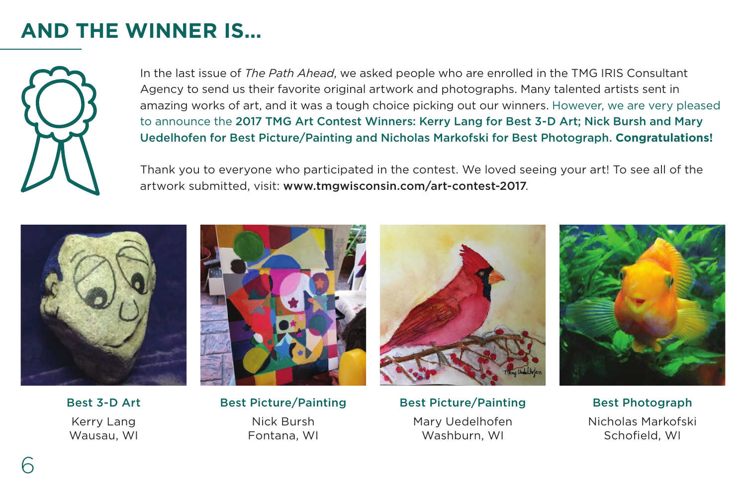# AND THE WINNER IS...

In the last issue of *The Path Ahead*, we asked people who are enrolled in the TMG IRIS Consultant Agency to send us their favorite original artwork and photographs. Many talented artists sent in amazing works of art, and it was a tough choice picking out our winners. However, we are very pleased to announce the **2017 TMG Art Contest Winners: Kerry Lang for Best 3-D Art; Nick Bursh and Mary Uedelhofen for Best Picture/Painting and Nicholas Markofski for Best Photograph. Congratulations!**

Thank you to everyone who participated in the contest. We loved seeing your art! To see all of the artwork submitted, visit: **www.tmgwisconsin.com/art-contest-2017**.

**Best 3-D Art**
Kerry Lang
Wausau, WI

**Best Picture/Painting**
Nick Bursh
Fontana, WI

**Best Picture/Painting**
Mary Uedelhofen
Washburn, WI

**Best Photograph**
Nicholas Markofski
Schofield, WI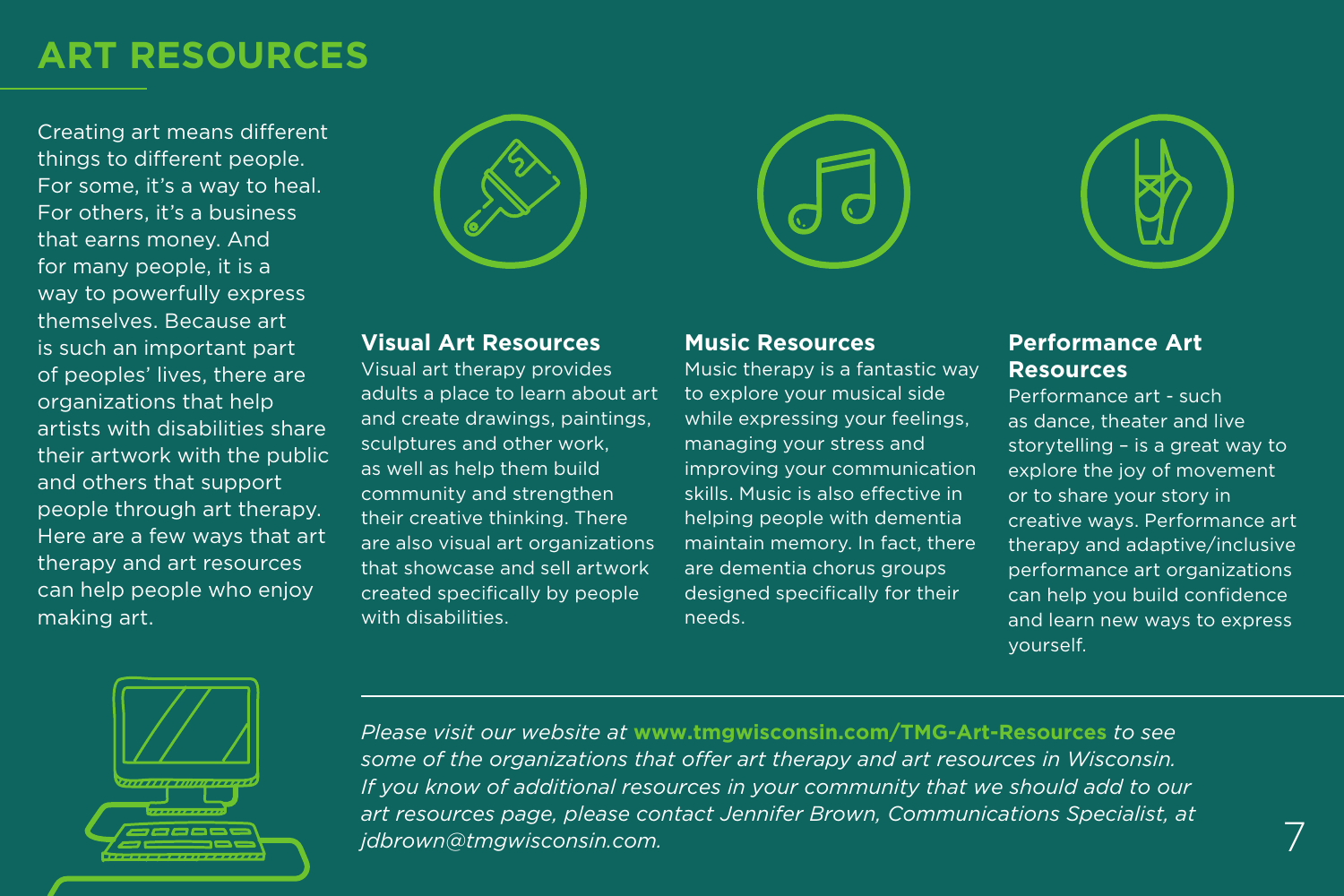# ART RESOURCES

Creating art means different things to different people. For some, it's a way to heal. For others, it's a business that earns money. And for many people, it is a way to powerfully express themselves. Because art is such an important part of peoples' lives, there are organizations that help artists with disabilities share their artwork with the public and others that support people through art therapy. Here are a few ways that art therapy and art resources can help people who enjoy making art.

### Visual Art Resources

Visual art therapy provides adults a place to learn about art and create drawings, paintings, sculptures and other work, as well as help them build community and strengthen their creative thinking. There are also visual art organizations that showcase and sell artwork created specifically by people with disabilities.

### Music Resources

Music therapy is a fantastic way to explore your musical side while expressing your feelings, managing your stress and improving your communication skills. Music is also effective in helping people with dementia maintain memory. In fact, there are dementia chorus groups designed specifically for their needs.

### Performance Art Resources

Performance art - such as dance, theater and live storytelling – is a great way to explore the joy of movement or to share your story in creative ways. Performance art therapy and adaptive/inclusive performance art organizations can help you build confidence and learn new ways to express yourself.

---

*Please visit our website at* ***www.tmgwisconsin.com/TMG-Art-Resources*** *to see some of the organizations that offer art therapy and art resources in Wisconsin. If you know of additional resources in your community that we should add to our art resources page, please contact Jennifer Brown, Communications Specialist, at jdbrown@tmgwisconsin.com.*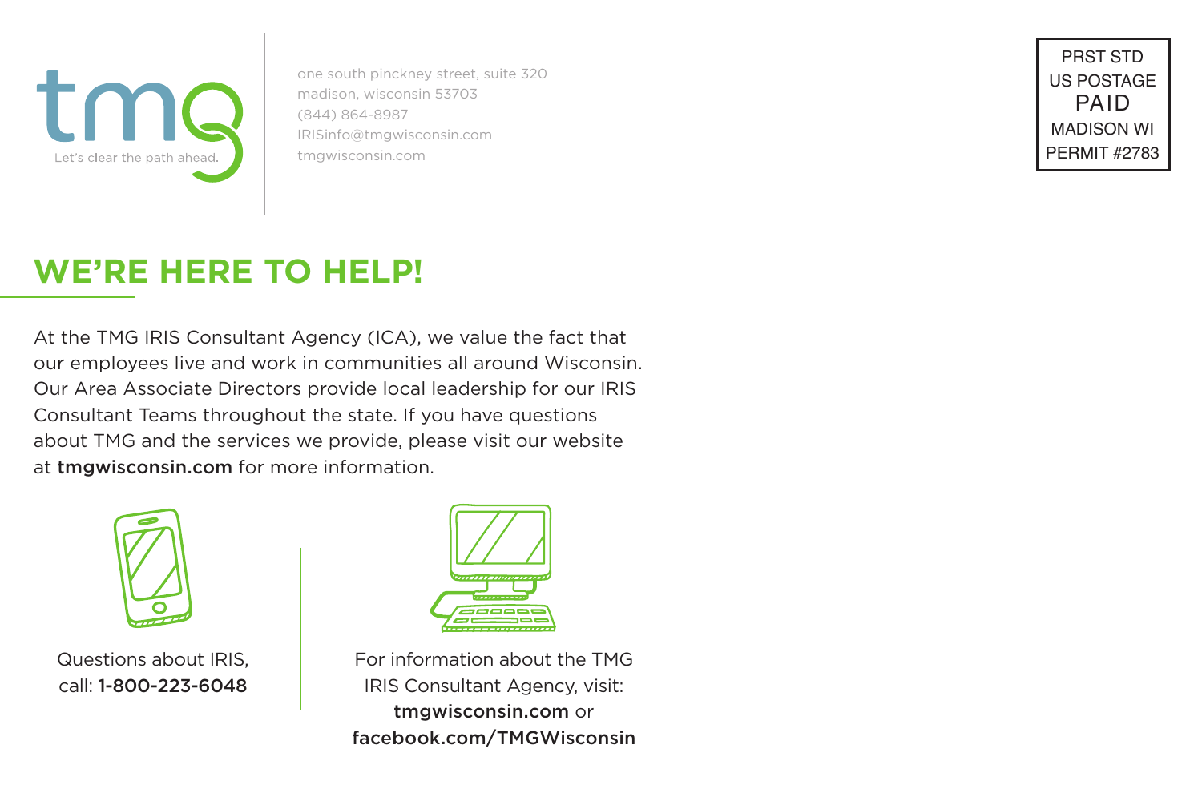tmg

Let's clear the path ahead.

one south pinckney street, suite 320
madison, wisconsin 53703
(844) 864-8987
IRISinfo@tmgwisconsin.com
tmgwisconsin.com

PRST STD
US POSTAGE
PAID
MADISON WI
PERMIT #2783

## WE'RE HERE TO HELP!

At the TMG IRIS Consultant Agency (ICA), we value the fact that our employees live and work in communities all around Wisconsin. Our Area Associate Directors provide local leadership for our IRIS Consultant Teams throughout the state. If you have questions about TMG and the services we provide, please visit our website at **tmgwisconsin.com** for more information.

Questions about IRIS, call: **1-800-223-6048**

For information about the TMG IRIS Consultant Agency, visit: **tmgwisconsin.com** or **facebook.com/TMGWisconsin**